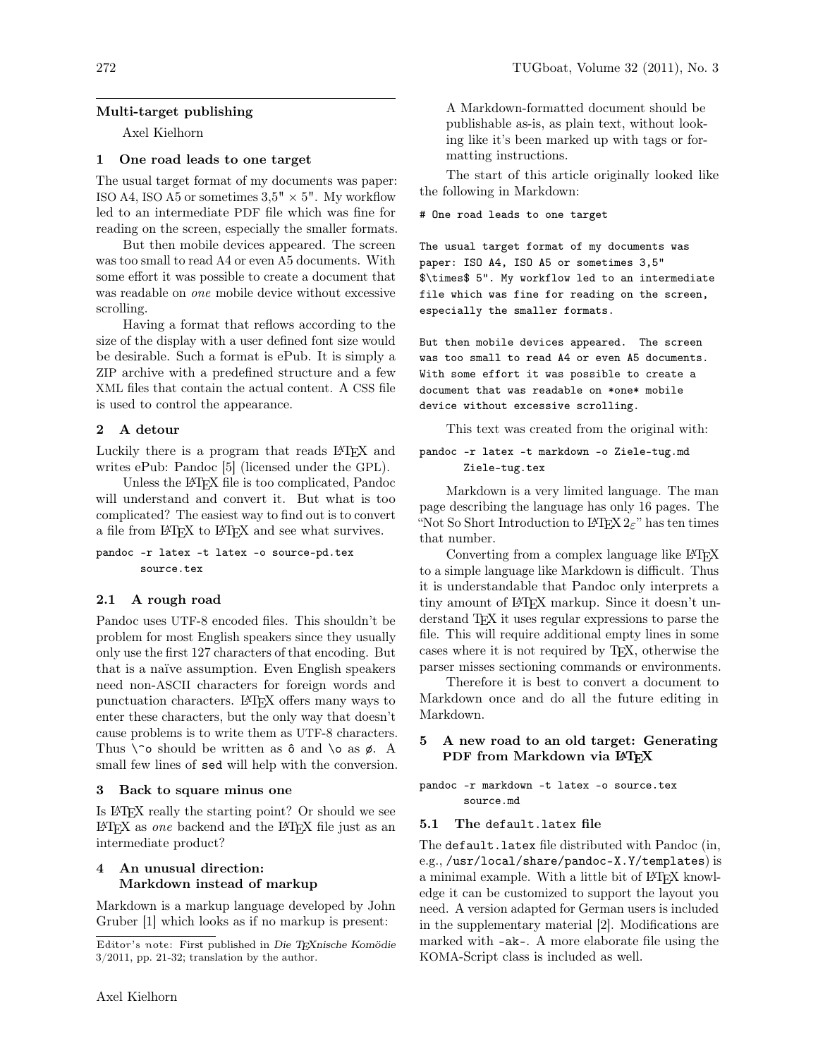## Multi-target publishing

Axel Kielhorn

### 1 One road leads to one target

The usual target format of my documents was paper: ISO A4, ISO A5 or sometimes 3,5" × 5". My workflow led to an intermediate PDF file which was fine for reading on the screen, especially the smaller formats.

But then mobile devices appeared. The screen was too small to read A4 or even A5 documents. With some effort it was possible to create a document that was readable on *one* mobile device without excessive scrolling.

Having a format that reflows according to the size of the display with a user defined font size would be desirable. Such a format is ePub. It is simply a ZIP archive with a predefined structure and a few XML files that contain the actual content. A CSS file is used to control the appearance.

### 2 A detour

Luckily there is a program that reads LaTeX and writes ePub: Pandoc [5] (licensed under the GPL).

Unless the LaTeX file is too complicated, Pandoc will understand and convert it. But what is too complicated? The easiest way to find out is to convert a file from LaTeX to LaTeX and see what survives.

```
pandoc -r latex -t latex -o source-pd.tex
       source.tex
```

#### 2.1 A rough road

Pandoc uses UTF-8 encoded files. This shouldn't be problem for most English speakers since they usually only use the first 127 characters of that encoding. But that is a naïve assumption. Even English speakers need non-ASCII characters for foreign words and punctuation characters. LaTeX offers many ways to enter these characters, but the only way that doesn't cause problems is to write them as UTF-8 characters. Thus `\^o` should be written as `ô` and `\o` as `ø`. A small few lines of `sed` will help with the conversion.

### 3 Back to square minus one

Is LaTeX really the starting point? Or should we see LaTeX as *one* backend and the LaTeX file just as an intermediate product?

### 4 An unusual direction: Markdown instead of markup

Markdown is a markup language developed by John Gruber [1] which looks as if no markup is present:

> A Markdown-formatted document should be publishable as-is, as plain text, without looking like it's been marked up with tags or formatting instructions.

The start of this article originally looked like the following in Markdown:

```
# One road leads to one target

The usual target format of my documents was
paper: ISO A4, ISO A5 or sometimes 3,5"
$\times$ 5". My workflow led to an intermediate
file which was fine for reading on the screen,
especially the smaller formats.

But then mobile devices appeared.  The screen
was too small to read A4 or even A5 documents.
With some effort it was possible to create a
document that was readable on *one* mobile
device without excessive scrolling.
```

This text was created from the original with:

```
pandoc -r latex -t markdown -o Ziele-tug.md
       Ziele-tug.tex
```

Markdown is a very limited language. The man page describing the language has only 16 pages. The "Not So Short Introduction to LaTeX $2_\varepsilon$" has ten times that number.

Converting from a complex language like LaTeX to a simple language like Markdown is difficult. Thus it is understandable that Pandoc only interprets a tiny amount of LaTeX markup. Since it doesn't understand TeX it uses regular expressions to parse the file. This will require additional empty lines in some cases where it is not required by TeX, otherwise the parser misses sectioning commands or environments.

Therefore it is best to convert a document to Markdown once and do all the future editing in Markdown.

### 5 A new road to an old target: Generating PDF from Markdown via LaTeX

```
pandoc -r markdown -t latex -o source.tex
       source.md
```

#### 5.1 The `default.latex` file

The `default.latex` file distributed with Pandoc (in, e.g., `/usr/local/share/pandoc-X.Y/templates`) is a minimal example. With a little bit of LaTeX knowledge it can be customized to support the layout you need. A version adapted for German users is included in the supplementary material [2]. Modifications are marked with `-ak-`. A more elaborate file using the KOMA-Script class is included as well.

Editor's note: First published in *Die TeXnische Komödie* 3/2011, pp. 21-32; translation by the author.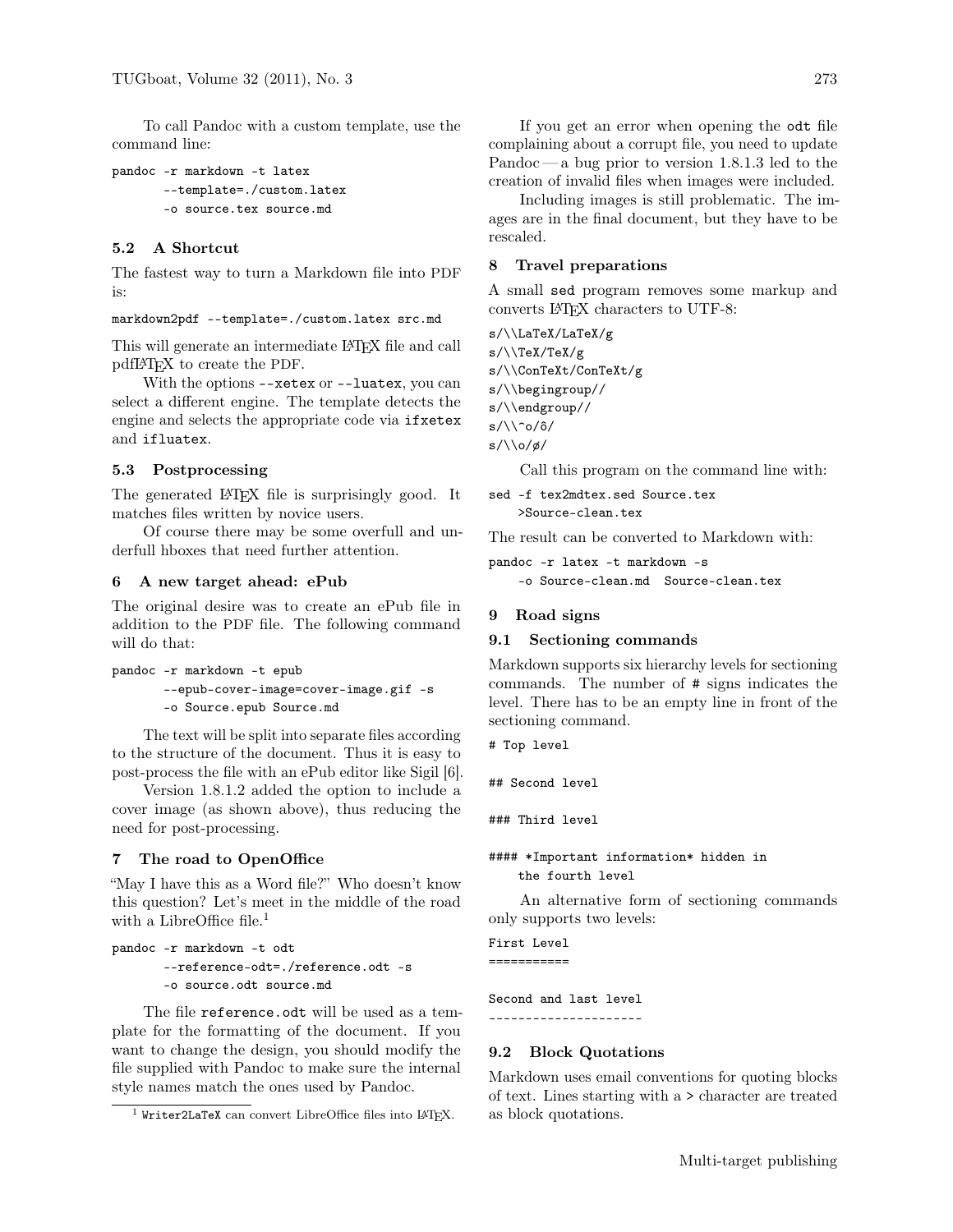To call Pandoc with a custom template, use the command line:

```
pandoc -r markdown -t latex
       --template=./custom.latex
       -o source.tex source.md
```

### 5.2 A Shortcut

The fastest way to turn a Markdown file into PDF is:

```
markdown2pdf --template=./custom.latex src.md
```

This will generate an intermediate LaTeX file and call pdfLaTeX to create the PDF.

With the options `--xetex` or `--luatex`, you can select a different engine. The template detects the engine and selects the appropriate code via `ifxetex` and `ifluatex`.

### 5.3 Postprocessing

The generated LaTeX file is surprisingly good. It matches files written by novice users.

Of course there may be some overfull and underfull hboxes that need further attention.

## 6 A new target ahead: ePub

The original desire was to create an ePub file in addition to the PDF file. The following command will do that:

```
pandoc -r markdown -t epub
       --epub-cover-image=cover-image.gif -s
       -o Source.epub Source.md
```

The text will be split into separate files according to the structure of the document. Thus it is easy to post-process the file with an ePub editor like Sigil [6].

Version 1.8.1.2 added the option to include a cover image (as shown above), thus reducing the need for post-processing.

## 7 The road to OpenOffice

"May I have this as a Word file?" Who doesn't know this question? Let's meet in the middle of the road with a LibreOffice file.[1]

```
pandoc -r markdown -t odt
       --reference-odt=./reference.odt -s
       -o source.odt source.md
```

The file `reference.odt` will be used as a template for the formatting of the document. If you want to change the design, you should modify the file supplied with Pandoc to make sure the internal style names match the ones used by Pandoc.

[1] `Writer2LaTeX` can convert LibreOffice files into LaTeX.

If you get an error when opening the `odt` file complaining about a corrupt file, you need to update Pandoc — a bug prior to version 1.8.1.3 led to the creation of invalid files when images were included.

Including images is still problematic. The images are in the final document, but they have to be rescaled.

## 8 Travel preparations

A small `sed` program removes some markup and converts LaTeX characters to UTF-8:

```
s/\\LaTeX/LaTeX/g
s/\\TeX/TeX/g
s/\\ConTeXt/ConTeXt/g
s/\\begingroup//
s/\\endgroup//
s/\\^o/ô/
s/\\o/ø/
```

Call this program on the command line with:

```
sed -f tex2mdtex.sed Source.tex
    >Source-clean.tex
```

The result can be converted to Markdown with:

```
pandoc -r latex -t markdown -s
    -o Source-clean.md  Source-clean.tex
```

## 9 Road signs

### 9.1 Sectioning commands

Markdown supports six hierarchy levels for sectioning commands. The number of # signs indicates the level. There has to be an empty line in front of the sectioning command.

```
# Top level

## Second level

### Third level

#### *Important information* hidden in
    the fourth level
```

An alternative form of sectioning commands only supports two levels:

```
First Level
===========

Second and last level
---------------------
```

### 9.2 Block Quotations

Markdown uses email conventions for quoting blocks of text. Lines starting with a `>` character are treated as block quotations.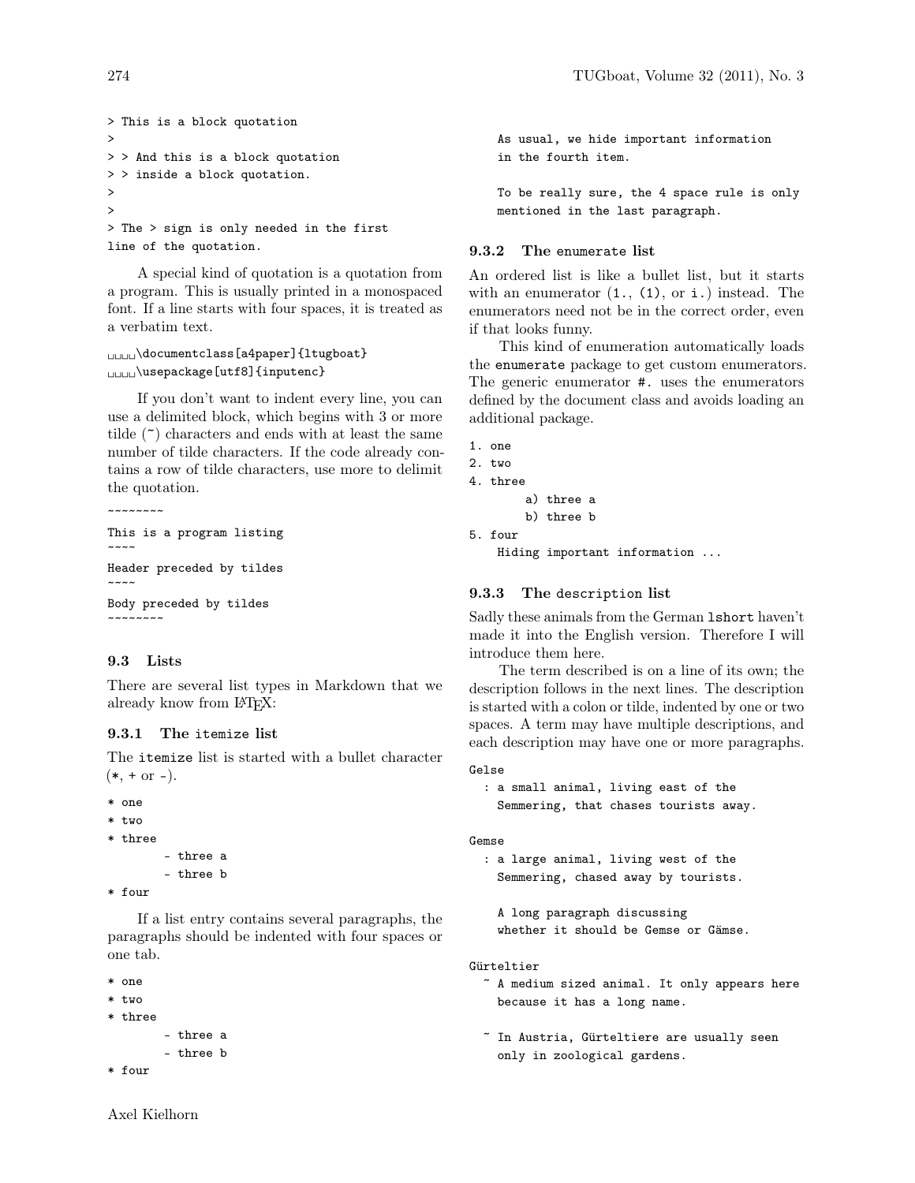```
> This is a block quotation
>
> > And this is a block quotation
> > inside a block quotation.
>
>
> The > sign is only needed in the first
line of the quotation.
```

A special kind of quotation is a quotation from a program. This is usually printed in a monospaced font. If a line starts with four spaces, it is treated as a verbatim text.

```
␣␣␣␣\documentclass[a4paper]{ltugboat}
␣␣␣␣\usepackage[utf8]{inputenc}
```

If you don't want to indent every line, you can use a delimited block, which begins with 3 or more tilde (~) characters and ends with at least the same number of tilde characters. If the code already contains a row of tilde characters, use more to delimit the quotation.

```
~~~~~~~~
This is a program listing
~~~~
Header preceded by tildes
~~~~
Body preceded by tildes
~~~~~~~~
```

### 9.3 Lists

There are several list types in Markdown that we already know from LaTeX:

#### 9.3.1 The itemize list

The `itemize` list is started with a bullet character (`*`, `+` or `-`).

```
* one
* two
* three
        - three a
        - three b
* four
```

If a list entry contains several paragraphs, the paragraphs should be indented with four spaces or one tab.

```
* one
* two
* three
        - three a
        - three b
* four

    As usual, we hide important information
    in the fourth item.

    To be really sure, the 4 space rule is only
    mentioned in the last paragraph.
```

#### 9.3.2 The enumerate list

An ordered list is like a bullet list, but it starts with an enumerator (`1.`, `(1)`, or `i.`) instead. The enumerators need not be in the correct order, even if that looks funny.

This kind of enumeration automatically loads the `enumerate` package to get custom enumerators. The generic enumerator `#.` uses the enumerators defined by the document class and avoids loading an additional package.

```
1. one
2. two
4. three
        a) three a
        b) three b
5. four
    Hiding important information ...
```

#### 9.3.3 The description list

Sadly these animals from the German `lshort` haven't made it into the English version. Therefore I will introduce them here.

The term described is on a line of its own; the description follows in the next lines. The description is started with a colon or tilde, indented by one or two spaces. A term may have multiple descriptions, and each description may have one or more paragraphs.

```
Gelse
  : a small animal, living east of the
    Semmering, that chases tourists away.

Gemse
  : a large animal, living west of the
    Semmering, chased away by tourists.

    A long paragraph discussing
    whether it should be Gemse or Gämse.

Gürteltier
  ~ A medium sized animal. It only appears here
    because it has a long name.

  ~ In Austria, Gürteltiere are usually seen
    only in zoological gardens.
```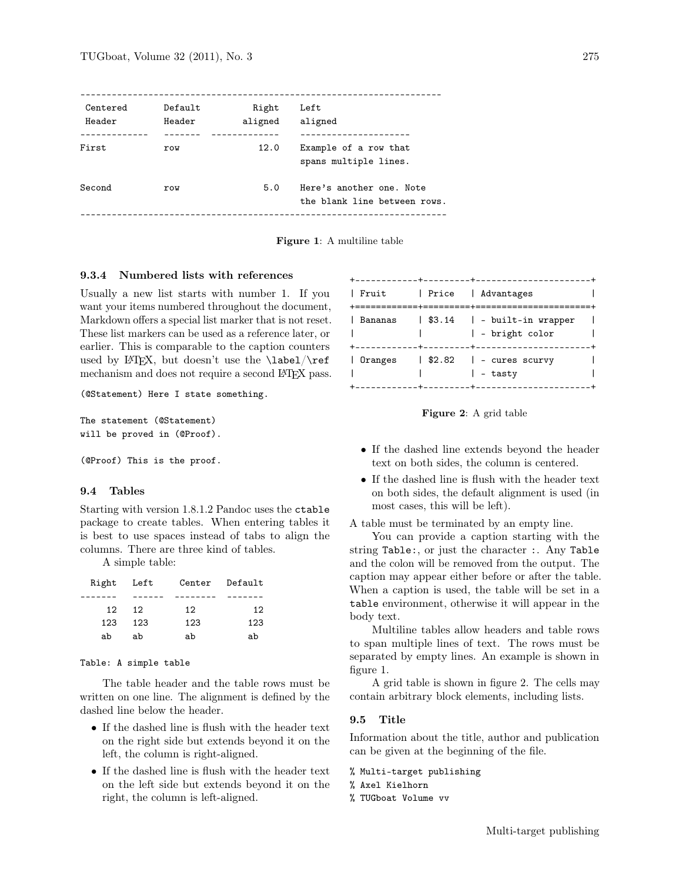```
-------------------------------------------------------------------
 Centered      Default           Right    Left
 Header        Header          aligned    aligned
-------------  -------  -------------  ---------------------
First          row               12.0    Example of a row that
                                         spans multiple lines.

Second         row                5.0    Here's another one. Note
                                         the blank line between rows.
-------------------------------------------------------------------
```

**Figure 1**: A multiline table

### 9.3.4 Numbered lists with references

Usually a new list starts with number 1. If you want your items numbered throughout the document, Markdown offers a special list marker that is not reset. These list markers can be used as a reference later, or earlier. This is comparable to the caption counters used by LaTeX, but doesn't use the \label/\ref mechanism and does not require a second LaTeX pass.

```
(@Statement) Here I state something.

The statement (@Statement)
will be proved in (@Proof).

(@Proof) This is the proof.
```

## 9.4 Tables

Starting with version 1.8.1.2 Pandoc uses the ctable package to create tables. When entering tables it is best to use spaces instead of tabs to align the columns. There are three kind of tables.

A simple table:

```
  Right   Left     Center   Default
-------   ------  --------  -------
     12   12         12          12
    123   123       123         123
     ab   ab         ab          ab

Table: A simple table
```

The table header and the table rows must be written on one line. The alignment is defined by the dashed line below the header.

- If the dashed line is flush with the header text on the right side but extends beyond it on the left, the column is right-aligned.
- If the dashed line is flush with the header text on the left side but extends beyond it on the right, the column is left-aligned.

```
+------------+---------+----------------------+
| Fruit      | Price   | Advantages           |
+============+=========+======================+
| Bananas    | $3.14   | - built-in wrapper   |
|            |         | - bright color       |
+------------+---------+----------------------+
| Oranges    | $2.82   | - cures scurvy       |
|            |         | - tasty              |
+------------+---------+----------------------+
```

**Figure 2**: A grid table

- If the dashed line extends beyond the header text on both sides, the column is centered.
- If the dashed line is flush with the header text on both sides, the default alignment is used (in most cases, this will be left).

A table must be terminated by an empty line.

You can provide a caption starting with the string Table:, or just the character :. Any Table and the colon will be removed from the output. The caption may appear either before or after the table. When a caption is used, the table will be set in a table environment, otherwise it will appear in the body text.

Multiline tables allow headers and table rows to span multiple lines of text. The rows must be separated by empty lines. An example is shown in figure 1.

A grid table is shown in figure 2. The cells may contain arbitrary block elements, including lists.

## 9.5 Title

Information about the title, author and publication can be given at the beginning of the file.

```
% Multi-target publishing
% Axel Kielhorn
% TUGboat Volume vv
```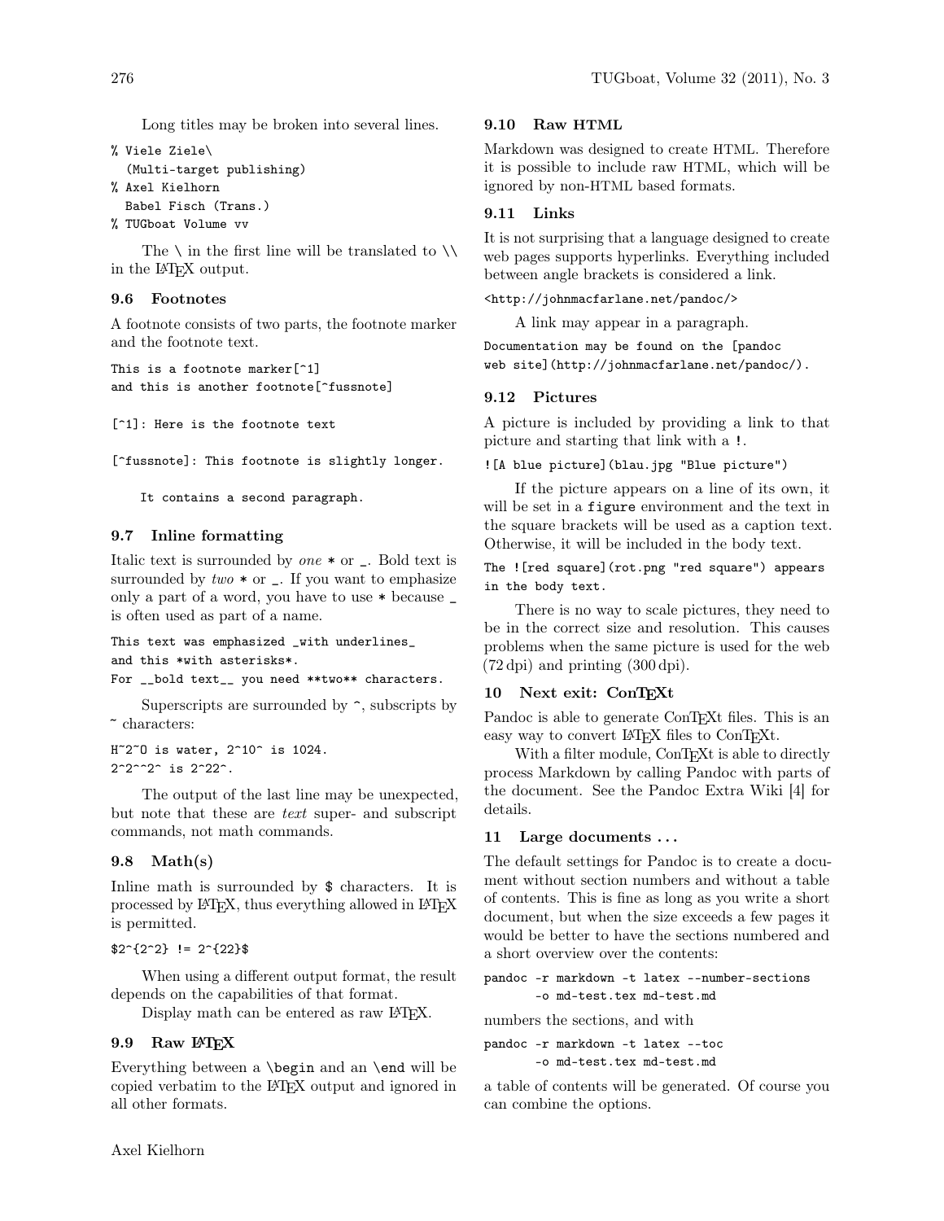Long titles may be broken into several lines.

```
% Viele Ziele\
  (Multi-target publishing)
% Axel Kielhorn
  Babel Fisch (Trans.)
% TUGboat Volume vv
```

The \ in the first line will be translated to \\ in the LaTeX output.

### 9.6 Footnotes

A footnote consists of two parts, the footnote marker and the footnote text.

```
This is a footnote marker[^1]
and this is another footnote[^fussnote]

[^1]: Here is the footnote text

[^fussnote]: This footnote is slightly longer.

    It contains a second paragraph.
```

### 9.7 Inline formatting

Italic text is surrounded by *one* * or _. Bold text is surrounded by *two* * or _. If you want to emphasize only a part of a word, you have to use * because _ is often used as part of a name.

```
This text was emphasized _with underlines_
and this *with asterisks*.
For __bold text__ you need **two** characters.
```

Superscripts are surrounded by ^, subscripts by ~ characters:

```
H~2~O is water, 2^10^ is 1024.
2^2^^2^ is 2^22^.
```

The output of the last line may be unexpected, but note that these are *text* super- and subscript commands, not math commands.

### 9.8 Math(s)

Inline math is surrounded by $ characters. It is processed by LaTeX, thus everything allowed in LaTeX is permitted.

```
$2^{2^2} != 2^{22}$
```

When using a different output format, the result depends on the capabilities of that format.

Display math can be entered as raw LaTeX.

### 9.9 Raw LaTeX

Everything between a `\begin` and an `\end` will be copied verbatim to the LaTeX output and ignored in all other formats.

### 9.10 Raw HTML

Markdown was designed to create HTML. Therefore it is possible to include raw HTML, which will be ignored by non-HTML based formats.

### 9.11 Links

It is not surprising that a language designed to create web pages supports hyperlinks. Everything included between angle brackets is considered a link.

```
<http://johnmacfarlane.net/pandoc/>
```

A link may appear in a paragraph.

```
Documentation may be found on the [pandoc
web site](http://johnmacfarlane.net/pandoc/).
```

### 9.12 Pictures

A picture is included by providing a link to that picture and starting that link with a `!`.

```
![A blue picture](blau.jpg "Blue picture")
```

If the picture appears on a line of its own, it will be set in a `figure` environment and the text in the square brackets will be used as a caption text. Otherwise, it will be included in the body text.

```
The ![red square](rot.png "red square") appears
in the body text.
```

There is no way to scale pictures, they need to be in the correct size and resolution. This causes problems when the same picture is used for the web (72 dpi) and printing (300 dpi).

## 10 Next exit: ConTeXt

Pandoc is able to generate ConTeXt files. This is an easy way to convert LaTeX files to ConTeXt.

With a filter module, ConTeXt is able to directly process Markdown by calling Pandoc with parts of the document. See the Pandoc Extra Wiki [4] for details.

## 11 Large documents ...

The default settings for Pandoc is to create a document without section numbers and without a table of contents. This is fine as long as you write a short document, but when the size exceeds a few pages it would be better to have the sections numbered and a short overview over the contents:

```
pandoc -r markdown -t latex --number-sections
       -o md-test.tex md-test.md
```

numbers the sections, and with

```
pandoc -r markdown -t latex --toc
       -o md-test.tex md-test.md
```

a table of contents will be generated. Of course you can combine the options.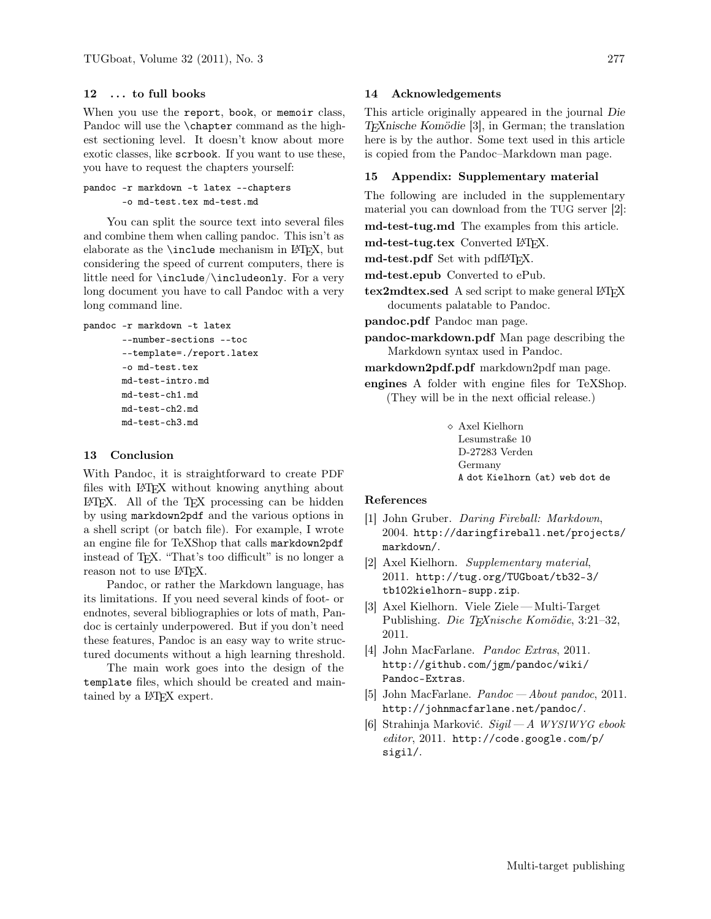## 12 ... to full books

When you use the report, book, or memoir class, Pandoc will use the \chapter command as the highest sectioning level. It doesn't know about more exotic classes, like scrbook. If you want to use these, you have to request the chapters yourself:

```
pandoc -r markdown -t latex --chapters
       -o md-test.tex md-test.md
```

You can split the source text into several files and combine them when calling pandoc. This isn't as elaborate as the \include mechanism in LaTeX, but considering the speed of current computers, there is little need for \include/\includeonly. For a very long document you have to call Pandoc with a very long command line.

```
pandoc -r markdown -t latex
       --number-sections --toc
       --template=./report.latex
       -o md-test.tex
       md-test-intro.md
       md-test-ch1.md
       md-test-ch2.md
       md-test-ch3.md
```

## 13 Conclusion

With Pandoc, it is straightforward to create PDF files with LaTeX without knowing anything about LaTeX. All of the TeX processing can be hidden by using markdown2pdf and the various options in a shell script (or batch file). For example, I wrote an engine file for TeXShop that calls markdown2pdf instead of TeX. "That's too difficult" is no longer a reason not to use LaTeX.

Pandoc, or rather the Markdown language, has its limitations. If you need several kinds of foot- or endnotes, several bibliographies or lots of math, Pandoc is certainly underpowered. But if you don't need these features, Pandoc is an easy way to write structured documents without a high learning threshold.

The main work goes into the design of the template files, which should be created and maintained by a LaTeX expert.

## 14 Acknowledgements

This article originally appeared in the journal *Die TeXnische Komödie* [3], in German; the translation here is by the author. Some text used in this article is copied from the Pandoc–Markdown man page.

## 15 Appendix: Supplementary material

The following are included in the supplementary material you can download from the TUG server [2]:

**md-test-tug.md** The examples from this article.

**md-test-tug.tex** Converted LaTeX.

**md-test.pdf** Set with pdfLaTeX.

**md-test.epub** Converted to ePub.

**tex2mdtex.sed** A sed script to make general LaTeX documents palatable to Pandoc.

**pandoc.pdf** Pandoc man page.

**pandoc-markdown.pdf** Man page describing the Markdown syntax used in Pandoc.

**markdown2pdf.pdf** markdown2pdf man page.

**engines** A folder with engine files for TeXShop. (They will be in the next official release.)

◇ Axel Kielhorn
Lesumstraße 10
D-27283 Verden
Germany
A dot Kielhorn (at) web dot de

## References

[1] John Gruber. *Daring Fireball: Markdown*, 2004. http://daringfireball.net/projects/markdown/.

[2] Axel Kielhorn. *Supplementary material*, 2011. http://tug.org/TUGboat/tb32-3/tb102kielhorn-supp.zip.

[3] Axel Kielhorn. Viele Ziele — Multi-Target Publishing. *Die TeXnische Komödie*, 3:21–32, 2011.

[4] John MacFarlane. *Pandoc Extras*, 2011. http://github.com/jgm/pandoc/wiki/Pandoc-Extras.

[5] John MacFarlane. *Pandoc — About pandoc*, 2011. http://johnmacfarlane.net/pandoc/.

[6] Strahinja Marković. *Sigil — A WYSIWYG ebook editor*, 2011. http://code.google.com/p/sigil/.